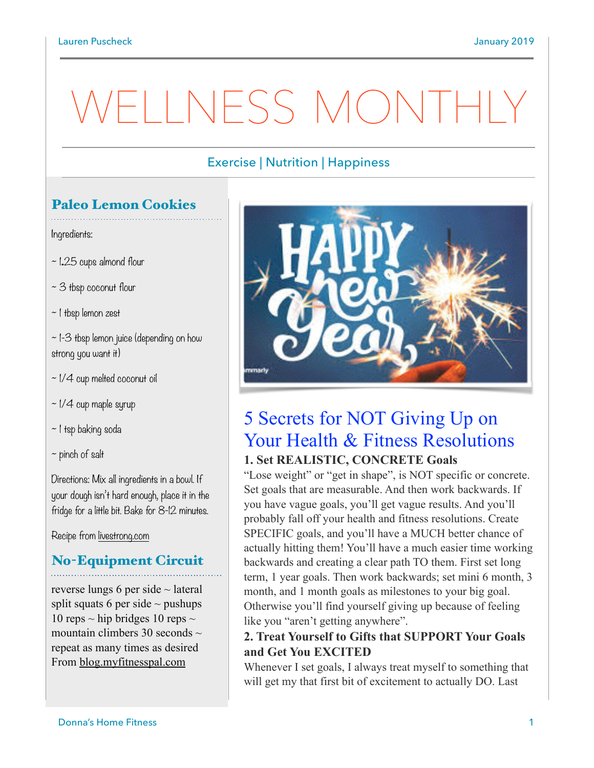# WELLNESS MONTHLY

Exercise | Nutrition | Happiness

## Paleo Lemon Cookies

Ingredients:

~ 1.25 cups almond flour

~ 3 tbsp coconut flour

~ 1 tbsp lemon zest

~ 1-3 tbsp lemon juice (depending on how strong you want it)

~ 1/4 cup melted coconut oil

~ 1/4 cup maple syrup

~ 1 tsp baking soda

~ pinch of salt

Directions: Mix all ingredients in a bowl. If your dough isn't hard enough, place it in the fridge for a little bit. Bake for 8-12 minutes.

Recipe from livestrong.com

## No-Equipment Circuit

reverse lungs 6 per side ~ lateral split squats 6 per side ~ pushups 10 reps ~ hip bridges 10 reps ~ mountain climbers 30 seconds ~ repeat as many times as desired From blog.myfitnesspal.com

## 5 Secrets for NOT Giving Up on Your Health & Fitness Resolutions

**1. Set REALISTIC, CONCRETE Goals**

"Lose weight" or "get in shape", is NOT specific or concrete. Set goals that are measurable. And then work backwards. If you have vague goals, you'll get vague results. And you'll probably fall off your health and fitness resolutions. Create SPECIFIC goals, and you'll have a MUCH better chance of actually hitting them! You'll have a much easier time working backwards and creating a clear path TO them. First set long term, 1 year goals. Then work backwards; set mini 6 month, 3 month, and 1 month goals as milestones to your big goal. Otherwise you'll find yourself giving up because of feeling like you "aren't getting anywhere".

**2. Treat Yourself to Gifts that SUPPORT Your Goals and Get You EXCITED**

Whenever I set goals, I always treat myself to something that will get my that first bit of excitement to actually DO. Last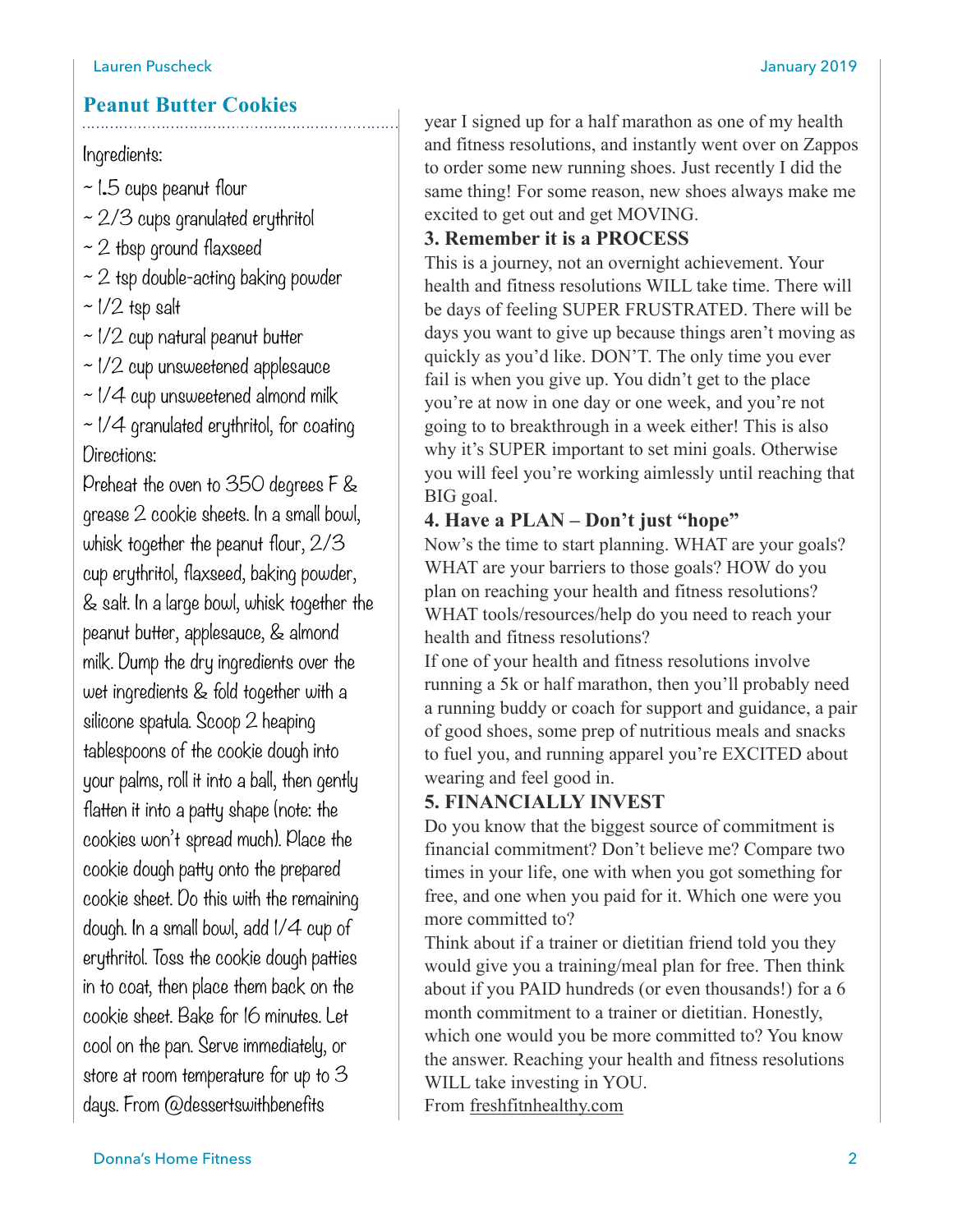## Peanut Butter Cookies

Ingredients:

~ 1.5 cups peanut flour

~ 2/3 cups granulated erythritol

~ 2 tbsp ground flaxseed

~ 2 tsp double-acting baking powder

~ 1/2 tsp salt

~ 1/2 cup natural peanut butter

~ 1/2 cup unsweetened applesauce

~ 1/4 cup unsweetened almond milk

~ 1/4 granulated erythritol, for coating

Directions:

Preheat the oven to 350 degrees F & grease 2 cookie sheets. In a small bowl, whisk together the peanut flour, 2/3 cup erythritol, flaxseed, baking powder, & salt. In a large bowl, whisk together the peanut butter, applesauce, & almond milk. Dump the dry ingredients over the wet ingredients & fold together with a silicone spatula. Scoop 2 heaping tablespoons of the cookie dough into your palms, roll it into a ball, then gently flatten it into a patty shape (note: the cookies won't spread much). Place the cookie dough patty onto the prepared cookie sheet. Do this with the remaining dough. In a small bowl, add 1/4 cup of erythritol. Toss the cookie dough patties in to coat, then place them back on the cookie sheet. Bake for 16 minutes. Let cool on the pan. Serve immediately, or store at room temperature for up to 3 days. From @dessertswithbenefits

year I signed up for a half marathon as one of my health and fitness resolutions, and instantly went over on Zappos to order some new running shoes. Just recently I did the same thing! For some reason, new shoes always make me excited to get out and get MOVING.

**3. Remember it is a PROCESS**

This is a journey, not an overnight achievement. Your health and fitness resolutions WILL take time. There will be days of feeling SUPER FRUSTRATED. There will be days you want to give up because things aren't moving as quickly as you'd like. DON'T. The only time you ever fail is when you give up. You didn't get to the place you're at now in one day or one week, and you're not going to to breakthrough in a week either! This is also why it's SUPER important to set mini goals. Otherwise you will feel you're working aimlessly until reaching that BIG goal.

**4. Have a PLAN – Don't just "hope"**

Now's the time to start planning. WHAT are your goals? WHAT are your barriers to those goals? HOW do you plan on reaching your health and fitness resolutions? WHAT tools/resources/help do you need to reach your health and fitness resolutions?

If one of your health and fitness resolutions involve running a 5k or half marathon, then you'll probably need a running buddy or coach for support and guidance, a pair of good shoes, some prep of nutritious meals and snacks to fuel you, and running apparel you're EXCITED about wearing and feel good in.

**5. FINANCIALLY INVEST**

Do you know that the biggest source of commitment is financial commitment? Don't believe me? Compare two times in your life, one with when you got something for free, and one when you paid for it. Which one were you more committed to?

Think about if a trainer or dietitian friend told you they would give you a training/meal plan for free. Then think about if you PAID hundreds (or even thousands!) for a 6 month commitment to a trainer or dietitian. Honestly, which one would you be more committed to? You know the answer. Reaching your health and fitness resolutions WILL take investing in YOU.

From freshfitnhealthy.com